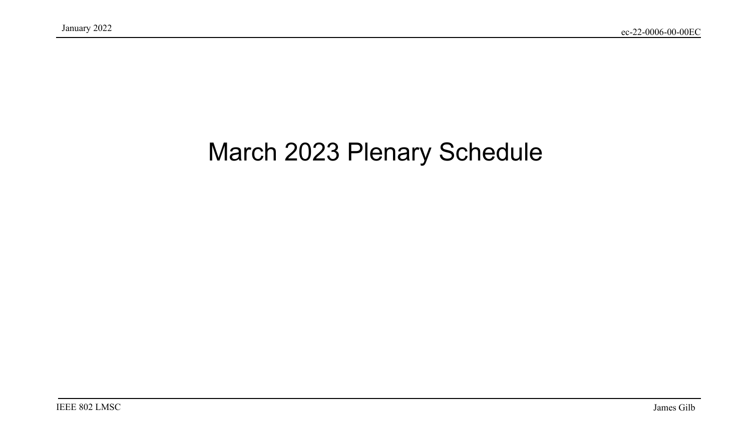# March 2023 Plenary Schedule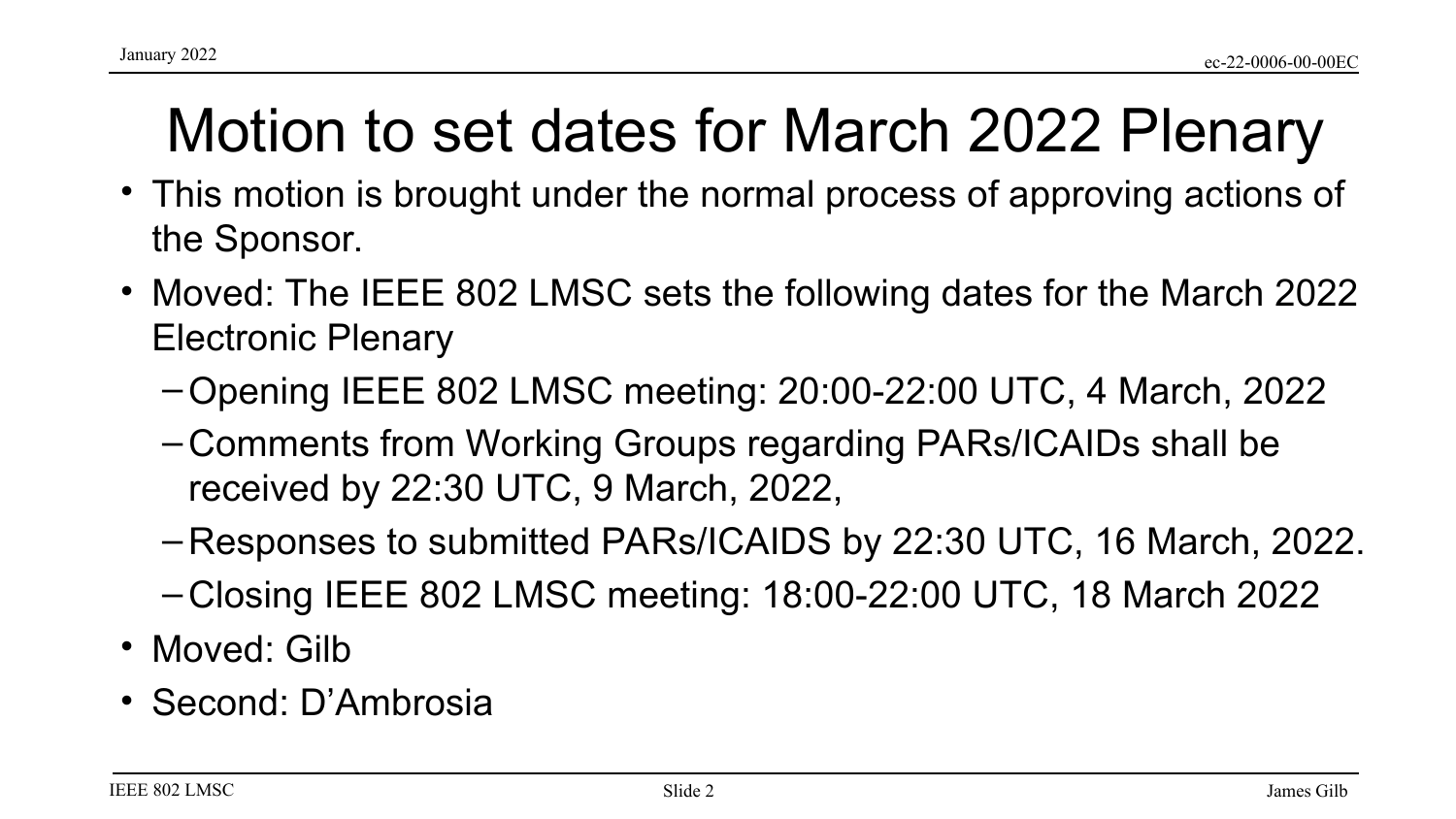# Motion to set dates for March 2022 Plenary

- This motion is brought under the normal process of approving actions of the Sponsor.
- Moved: The IEEE 802 LMSC sets the following dates for the March 2022 Electronic Plenary
  - Opening IEEE 802 LMSC meeting: 20:00-22:00 UTC, 4 March, 2022
  - Comments from Working Groups regarding PARs/ICAIDs shall be received by 22:30 UTC, 9 March, 2022,
  - Responses to submitted PARs/ICAIDS by 22:30 UTC, 16 March, 2022.
  - Closing IEEE 802 LMSC meeting: 18:00-22:00 UTC, 18 March 2022
- Moved: Gilb
- Second: D'Ambrosia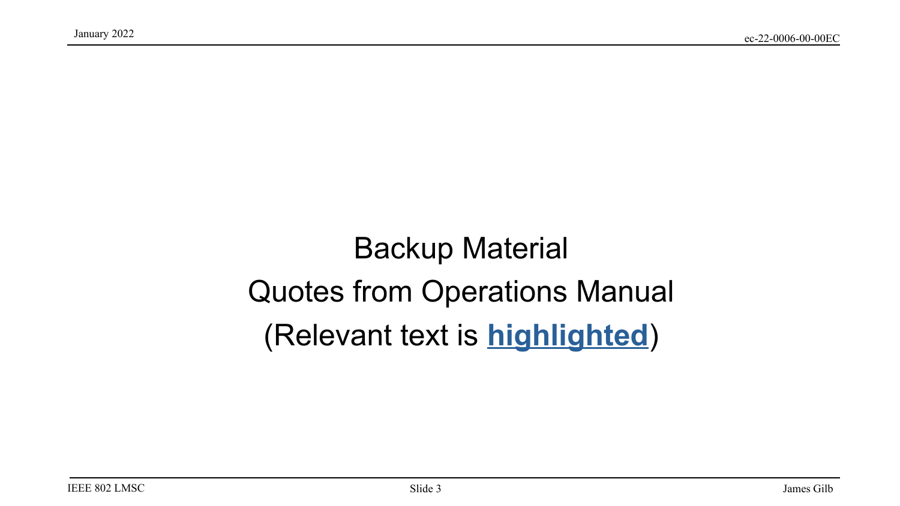# Backup Material

# Quotes from Operations Manual

# (Relevant text is **highlighted**)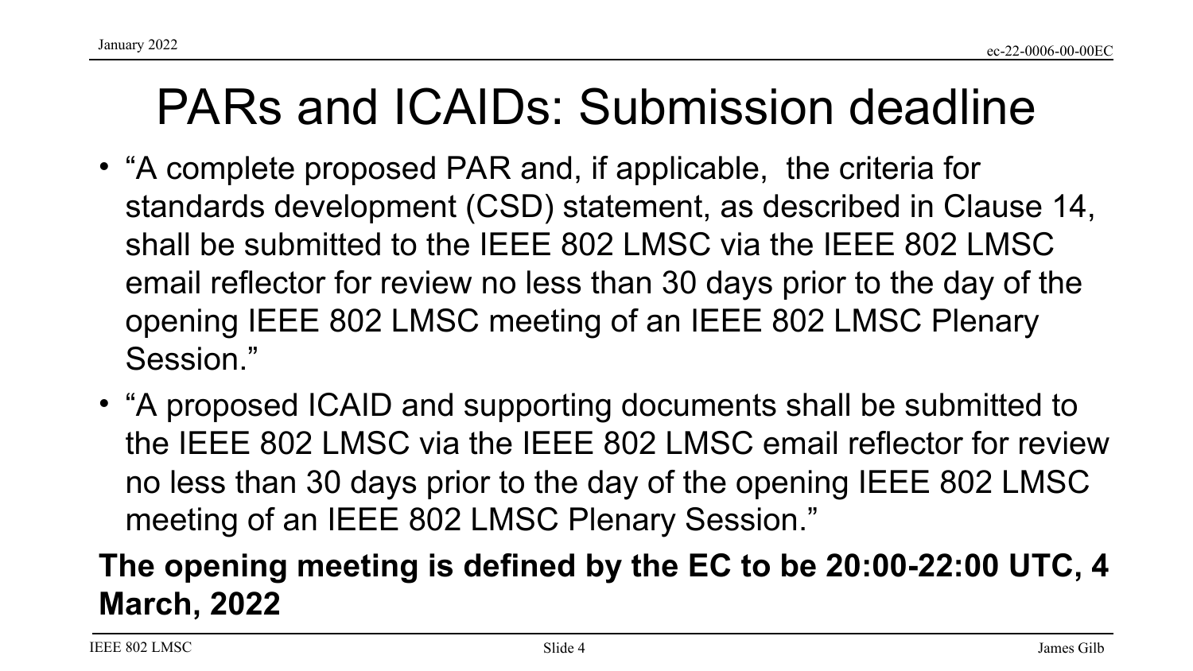# PARs and ICAIDs: Submission deadline

- "A complete proposed PAR and, if applicable, the criteria for standards development (CSD) statement, as described in Clause 14, shall be submitted to the IEEE 802 LMSC via the IEEE 802 LMSC email reflector for review no less than 30 days prior to the day of the opening IEEE 802 LMSC meeting of an IEEE 802 LMSC Plenary Session."
- "A proposed ICAID and supporting documents shall be submitted to the IEEE 802 LMSC via the IEEE 802 LMSC email reflector for review no less than 30 days prior to the day of the opening IEEE 802 LMSC meeting of an IEEE 802 LMSC Plenary Session."

**The opening meeting is defined by the EC to be 20:00-22:00 UTC, 4 March, 2022**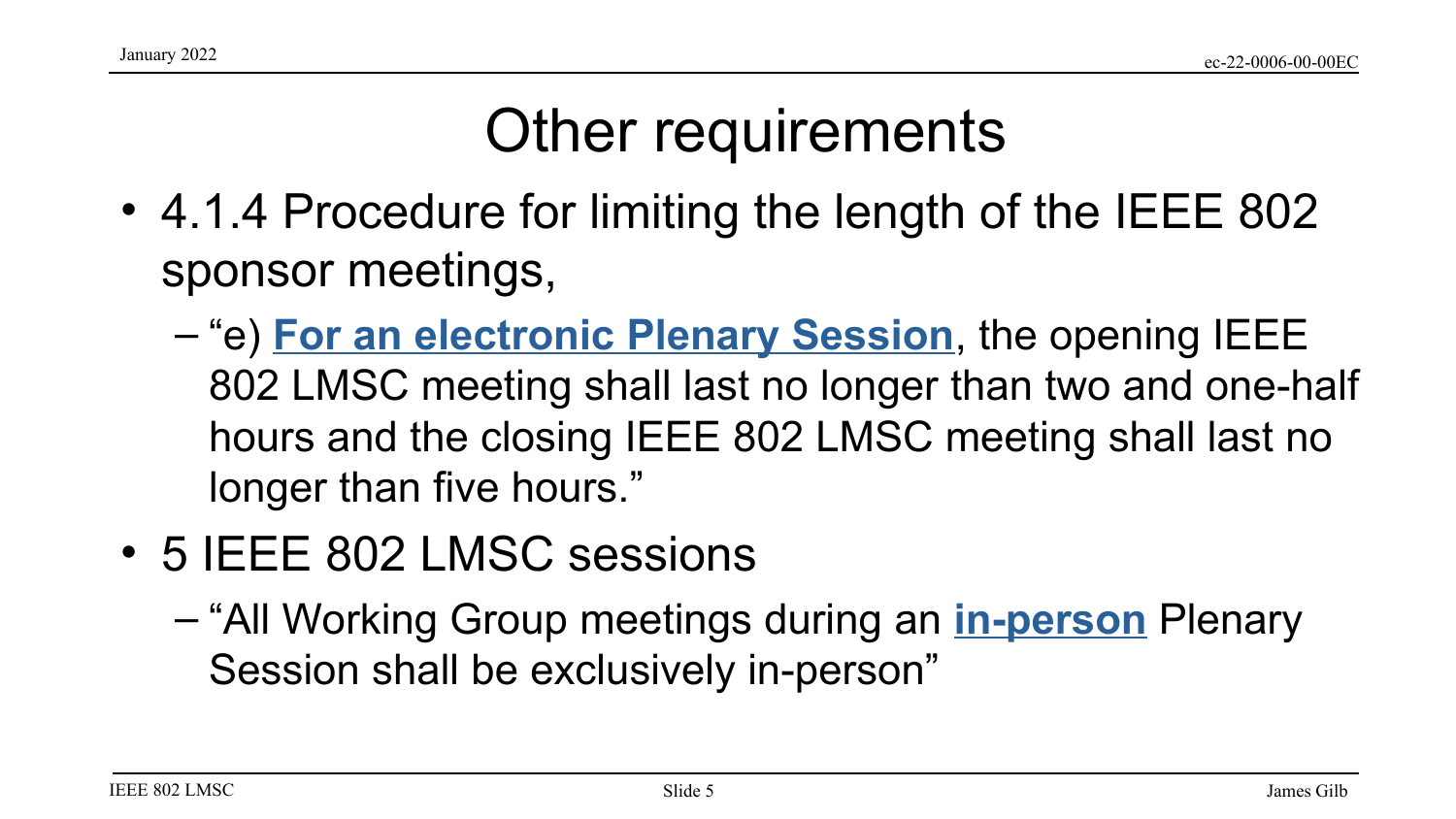# Other requirements

- 4.1.4 Procedure for limiting the length of the IEEE 802 sponsor meetings,
  - "e) **For an electronic Plenary Session**, the opening IEEE 802 LMSC meeting shall last no longer than two and one-half hours and the closing IEEE 802 LMSC meeting shall last no longer than five hours."
- 5 IEEE 802 LMSC sessions
  - "All Working Group meetings during an **in-person** Plenary Session shall be exclusively in-person"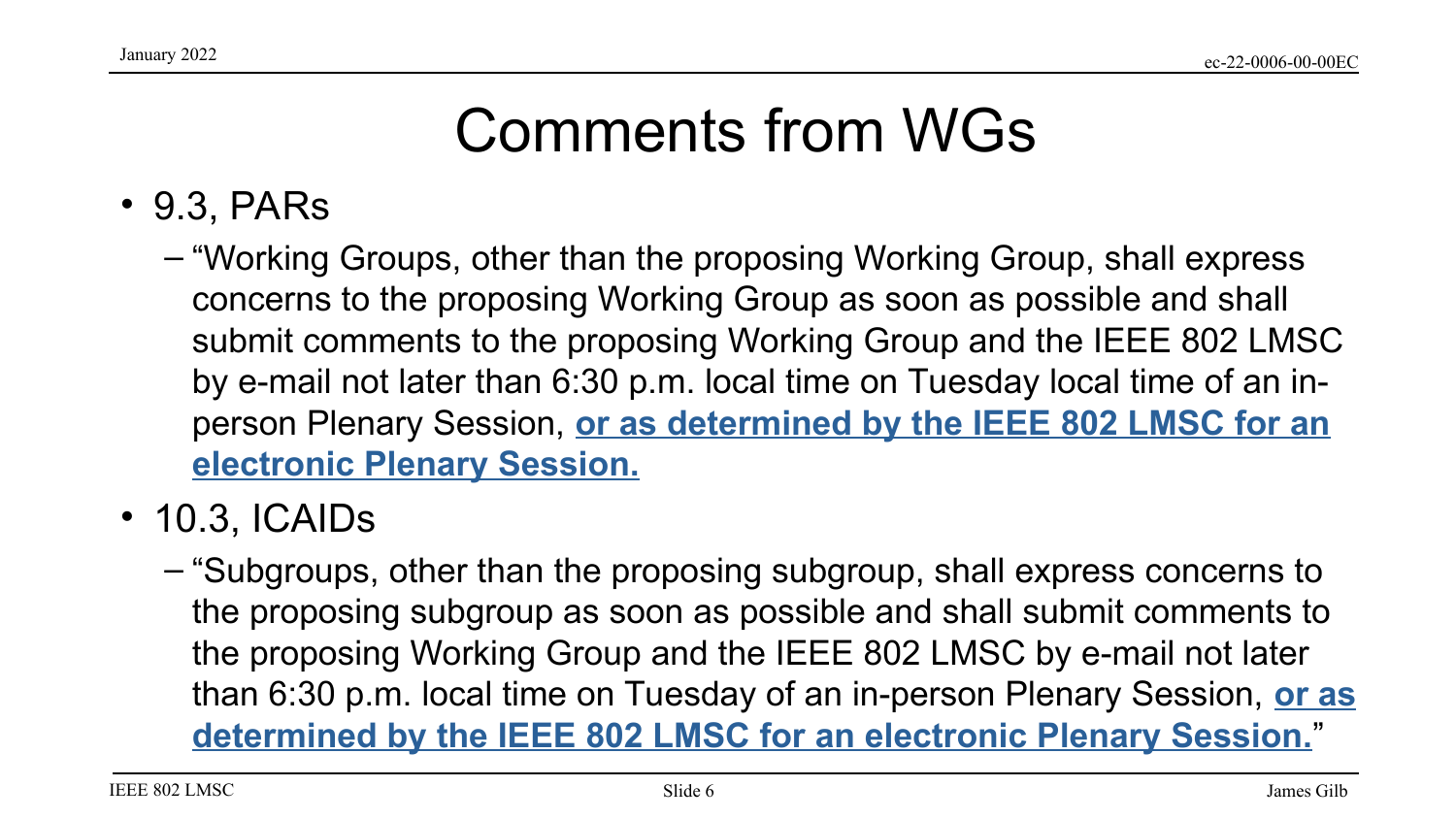# Comments from WGs

- 9.3, PARs
  - "Working Groups, other than the proposing Working Group, shall express concerns to the proposing Working Group as soon as possible and shall submit comments to the proposing Working Group and the IEEE 802 LMSC by e-mail not later than 6:30 p.m. local time on Tuesday local time of an in-person Plenary Session, **or as determined by the IEEE 802 LMSC for an electronic Plenary Session.**
- 10.3, ICAIDs
  - "Subgroups, other than the proposing subgroup, shall express concerns to the proposing subgroup as soon as possible and shall submit comments to the proposing Working Group and the IEEE 802 LMSC by e-mail not later than 6:30 p.m. local time on Tuesday of an in-person Plenary Session, **or as determined by the IEEE 802 LMSC for an electronic Plenary Session.**"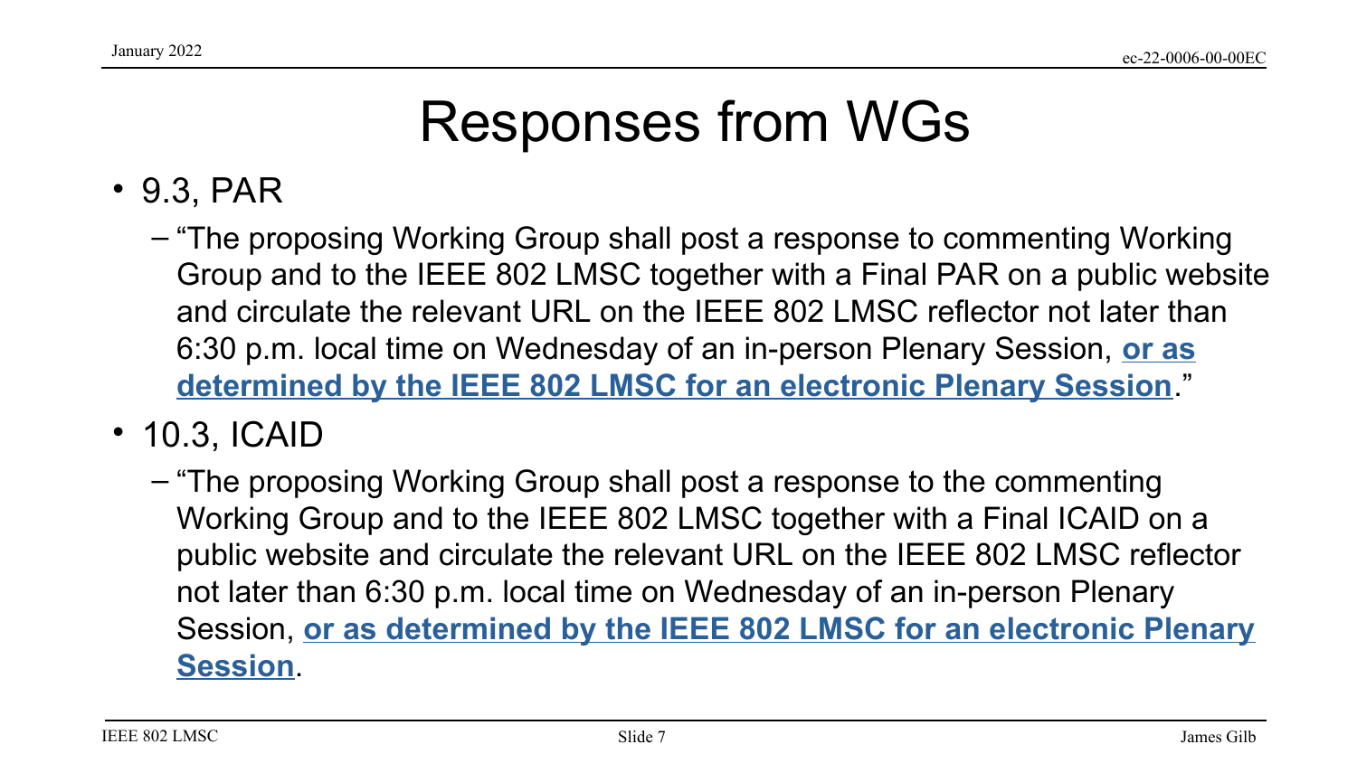# Responses from WGs

- 9.3, PAR
  - "The proposing Working Group shall post a response to commenting Working Group and to the IEEE 802 LMSC together with a Final PAR on a public website and circulate the relevant URL on the IEEE 802 LMSC reflector not later than 6:30 p.m. local time on Wednesday of an in-person Plenary Session, **or as determined by the IEEE 802 LMSC for an electronic Plenary Session**."
- 10.3, ICAID
  - "The proposing Working Group shall post a response to the commenting Working Group and to the IEEE 802 LMSC together with a Final ICAID on a public website and circulate the relevant URL on the IEEE 802 LMSC reflector not later than 6:30 p.m. local time on Wednesday of an in-person Plenary Session, **or as determined by the IEEE 802 LMSC for an electronic Plenary Session**.